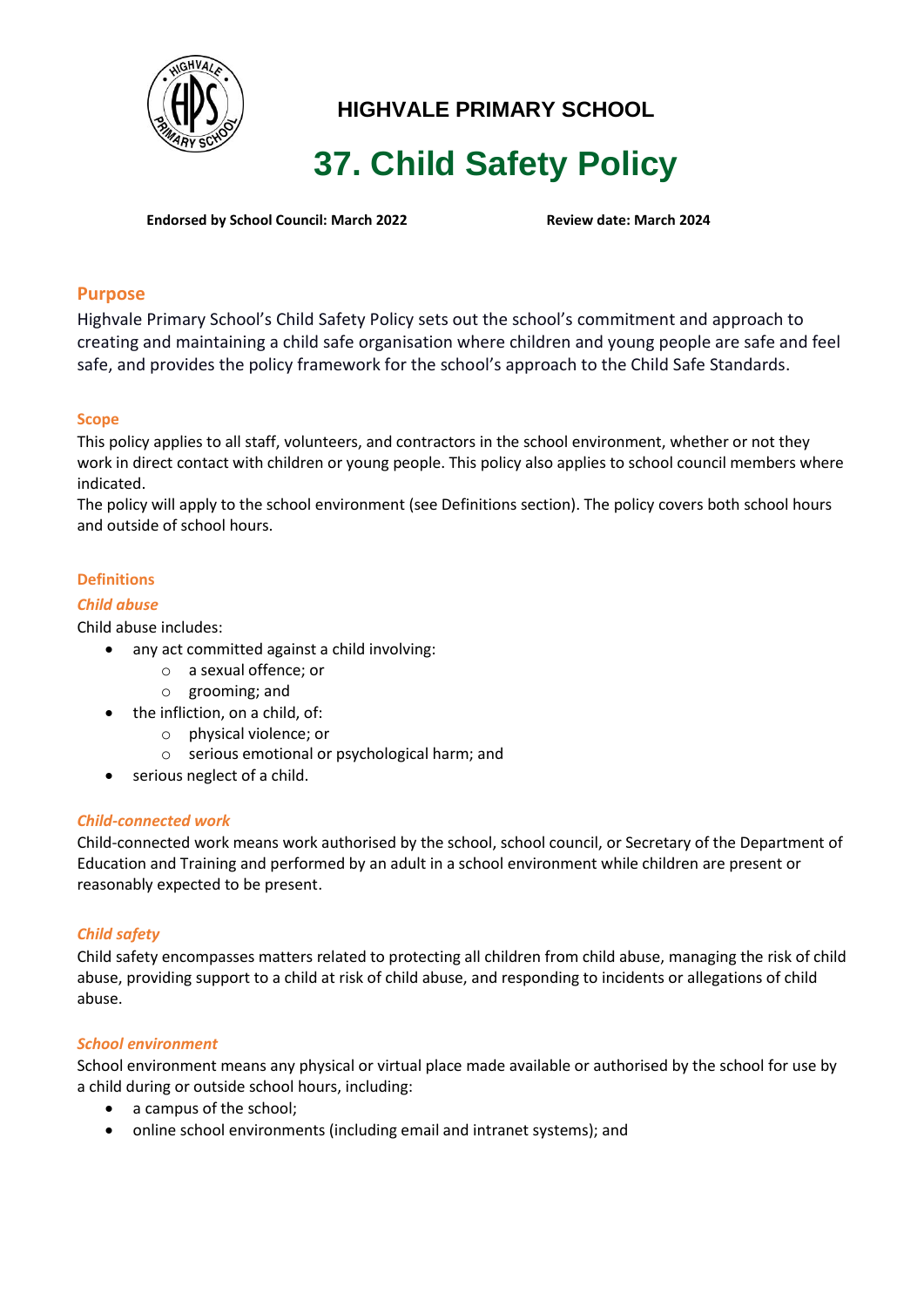**HIGHVALE PRIMARY SCHOOL**

# 37. Child Safety Policy

**Endorsed by School Council: March 2022** **Review date: March 2024**

## Purpose

Highvale Primary School's Child Safety Policy sets out the school's commitment and approach to creating and maintaining a child safe organisation where children and young people are safe and feel safe, and provides the policy framework for the school's approach to the Child Safe Standards.

### Scope

This policy applies to all staff, volunteers, and contractors in the school environment, whether or not they work in direct contact with children or young people. This policy also applies to school council members where indicated.

The policy will apply to the school environment (see Definitions section). The policy covers both school hours and outside of school hours.

### Definitions

#### *Child abuse*

Child abuse includes:

- any act committed against a child involving:
  - a sexual offence; or
  - grooming; and
- the infliction, on a child, of:
  - physical violence; or
  - serious emotional or psychological harm; and
- serious neglect of a child.

#### *Child-connected work*

Child-connected work means work authorised by the school, school council, or Secretary of the Department of Education and Training and performed by an adult in a school environment while children are present or reasonably expected to be present.

#### *Child safety*

Child safety encompasses matters related to protecting all children from child abuse, managing the risk of child abuse, providing support to a child at risk of child abuse, and responding to incidents or allegations of child abuse.

#### *School environment*

School environment means any physical or virtual place made available or authorised by the school for use by a child during or outside school hours, including:

- a campus of the school;
- online school environments (including email and intranet systems); and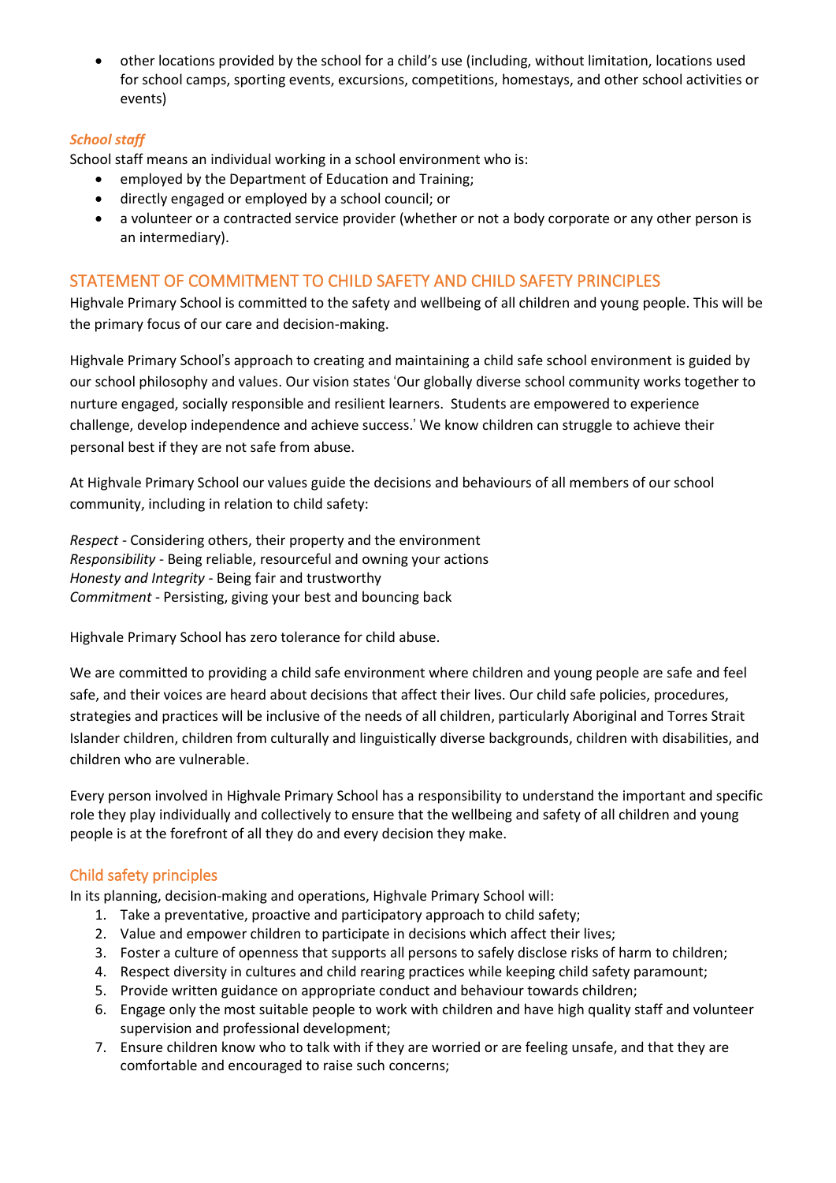- other locations provided by the school for a child's use (including, without limitation, locations used for school camps, sporting events, excursions, competitions, homestays, and other school activities or events)

### *School staff*

School staff means an individual working in a school environment who is:

- employed by the Department of Education and Training;
- directly engaged or employed by a school council; or
- a volunteer or a contracted service provider (whether or not a body corporate or any other person is an intermediary).

## STATEMENT OF COMMITMENT TO CHILD SAFETY AND CHILD SAFETY PRINCIPLES

Highvale Primary School is committed to the safety and wellbeing of all children and young people. This will be the primary focus of our care and decision-making.

Highvale Primary School's approach to creating and maintaining a child safe school environment is guided by our school philosophy and values. Our vision states 'Our globally diverse school community works together to nurture engaged, socially responsible and resilient learners. Students are empowered to experience challenge, develop independence and achieve success.' We know children can struggle to achieve their personal best if they are not safe from abuse.

At Highvale Primary School our values guide the decisions and behaviours of all members of our school community, including in relation to child safety:

*Respect* - Considering others, their property and the environment
*Responsibility* - Being reliable, resourceful and owning your actions
*Honesty and Integrity* - Being fair and trustworthy
*Commitment* - Persisting, giving your best and bouncing back

Highvale Primary School has zero tolerance for child abuse.

We are committed to providing a child safe environment where children and young people are safe and feel safe, and their voices are heard about decisions that affect their lives. Our child safe policies, procedures, strategies and practices will be inclusive of the needs of all children, particularly Aboriginal and Torres Strait Islander children, children from culturally and linguistically diverse backgrounds, children with disabilities, and children who are vulnerable.

Every person involved in Highvale Primary School has a responsibility to understand the important and specific role they play individually and collectively to ensure that the wellbeing and safety of all children and young people is at the forefront of all they do and every decision they make.

### Child safety principles

In its planning, decision-making and operations, Highvale Primary School will:

1. Take a preventative, proactive and participatory approach to child safety;
2. Value and empower children to participate in decisions which affect their lives;
3. Foster a culture of openness that supports all persons to safely disclose risks of harm to children;
4. Respect diversity in cultures and child rearing practices while keeping child safety paramount;
5. Provide written guidance on appropriate conduct and behaviour towards children;
6. Engage only the most suitable people to work with children and have high quality staff and volunteer supervision and professional development;
7. Ensure children know who to talk with if they are worried or are feeling unsafe, and that they are comfortable and encouraged to raise such concerns;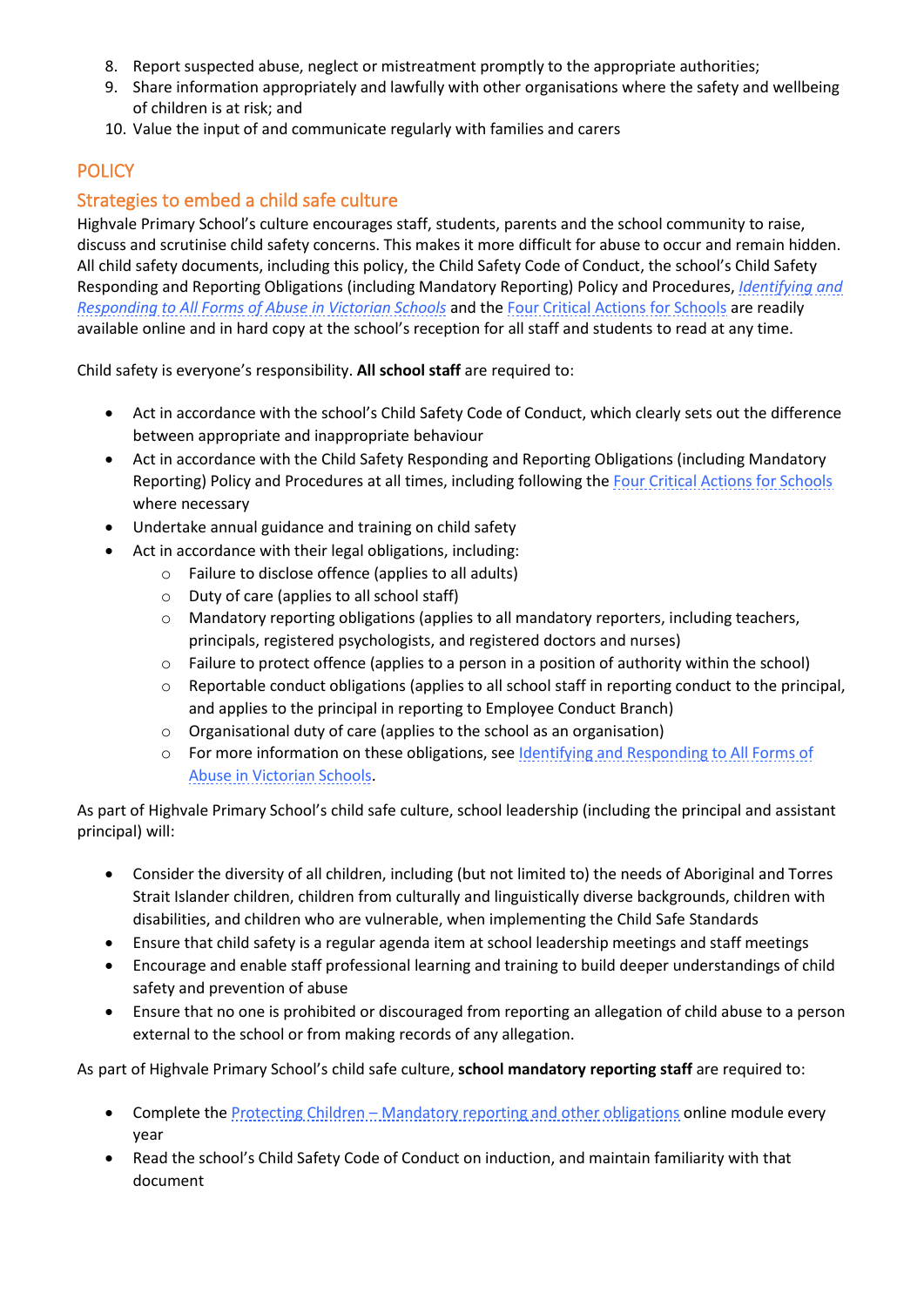8. Report suspected abuse, neglect or mistreatment promptly to the appropriate authorities;
9. Share information appropriately and lawfully with other organisations where the safety and wellbeing of children is at risk; and
10. Value the input of and communicate regularly with families and carers

## POLICY

### Strategies to embed a child safe culture

Highvale Primary School's culture encourages staff, students, parents and the school community to raise, discuss and scrutinise child safety concerns. This makes it more difficult for abuse to occur and remain hidden. All child safety documents, including this policy, the Child Safety Code of Conduct, the school's Child Safety Responding and Reporting Obligations (including Mandatory Reporting) Policy and Procedures, *Identifying and Responding to All Forms of Abuse in Victorian Schools* and the Four Critical Actions for Schools are readily available online and in hard copy at the school's reception for all staff and students to read at any time.

Child safety is everyone's responsibility. **All school staff** are required to:

- Act in accordance with the school's Child Safety Code of Conduct, which clearly sets out the difference between appropriate and inappropriate behaviour
- Act in accordance with the Child Safety Responding and Reporting Obligations (including Mandatory Reporting) Policy and Procedures at all times, including following the Four Critical Actions for Schools where necessary
- Undertake annual guidance and training on child safety
- Act in accordance with their legal obligations, including:
    - Failure to disclose offence (applies to all adults)
    - Duty of care (applies to all school staff)
    - Mandatory reporting obligations (applies to all mandatory reporters, including teachers, principals, registered psychologists, and registered doctors and nurses)
    - Failure to protect offence (applies to a person in a position of authority within the school)
    - Reportable conduct obligations (applies to all school staff in reporting conduct to the principal, and applies to the principal in reporting to Employee Conduct Branch)
    - Organisational duty of care (applies to the school as an organisation)
    - For more information on these obligations, see Identifying and Responding to All Forms of Abuse in Victorian Schools.

As part of Highvale Primary School's child safe culture, school leadership (including the principal and assistant principal) will:

- Consider the diversity of all children, including (but not limited to) the needs of Aboriginal and Torres Strait Islander children, children from culturally and linguistically diverse backgrounds, children with disabilities, and children who are vulnerable, when implementing the Child Safe Standards
- Ensure that child safety is a regular agenda item at school leadership meetings and staff meetings
- Encourage and enable staff professional learning and training to build deeper understandings of child safety and prevention of abuse
- Ensure that no one is prohibited or discouraged from reporting an allegation of child abuse to a person external to the school or from making records of any allegation.

As part of Highvale Primary School's child safe culture, **school mandatory reporting staff** are required to:

- Complete the Protecting Children – Mandatory reporting and other obligations online module every year
- Read the school's Child Safety Code of Conduct on induction, and maintain familiarity with that document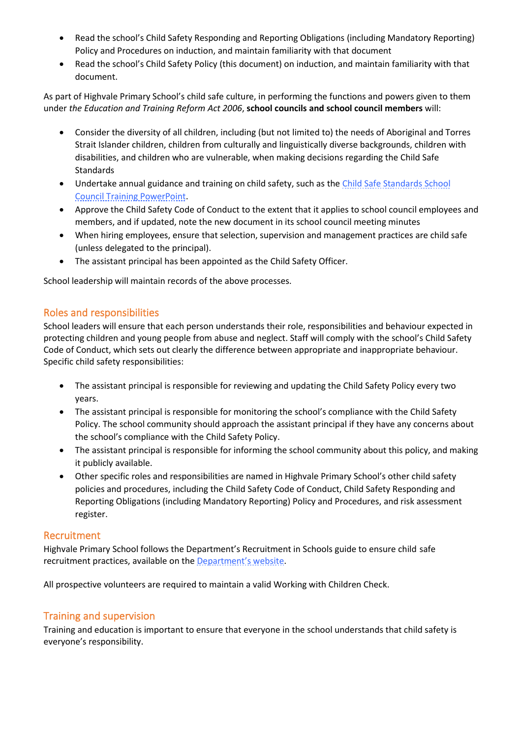- Read the school's Child Safety Responding and Reporting Obligations (including Mandatory Reporting) Policy and Procedures on induction, and maintain familiarity with that document
- Read the school's Child Safety Policy (this document) on induction, and maintain familiarity with that document.

As part of Highvale Primary School's child safe culture, in performing the functions and powers given to them under *the Education and Training Reform Act 2006*, **school councils and school council members** will:

- Consider the diversity of all children, including (but not limited to) the needs of Aboriginal and Torres Strait Islander children, children from culturally and linguistically diverse backgrounds, children with disabilities, and children who are vulnerable, when making decisions regarding the Child Safe Standards
- Undertake annual guidance and training on child safety, such as the Child Safe Standards School Council Training PowerPoint.
- Approve the Child Safety Code of Conduct to the extent that it applies to school council employees and members, and if updated, note the new document in its school council meeting minutes
- When hiring employees, ensure that selection, supervision and management practices are child safe (unless delegated to the principal).
- The assistant principal has been appointed as the Child Safety Officer.

School leadership will maintain records of the above processes.

## Roles and responsibilities

School leaders will ensure that each person understands their role, responsibilities and behaviour expected in protecting children and young people from abuse and neglect. Staff will comply with the school's Child Safety Code of Conduct, which sets out clearly the difference between appropriate and inappropriate behaviour. Specific child safety responsibilities:

- The assistant principal is responsible for reviewing and updating the Child Safety Policy every two years.
- The assistant principal is responsible for monitoring the school's compliance with the Child Safety Policy. The school community should approach the assistant principal if they have any concerns about the school's compliance with the Child Safety Policy.
- The assistant principal is responsible for informing the school community about this policy, and making it publicly available.
- Other specific roles and responsibilities are named in Highvale Primary School's other child safety policies and procedures, including the Child Safety Code of Conduct, Child Safety Responding and Reporting Obligations (including Mandatory Reporting) Policy and Procedures, and risk assessment register.

## Recruitment

Highvale Primary School follows the Department's Recruitment in Schools guide to ensure child safe recruitment practices, available on the Department's website.

All prospective volunteers are required to maintain a valid Working with Children Check.

## Training and supervision

Training and education is important to ensure that everyone in the school understands that child safety is everyone's responsibility.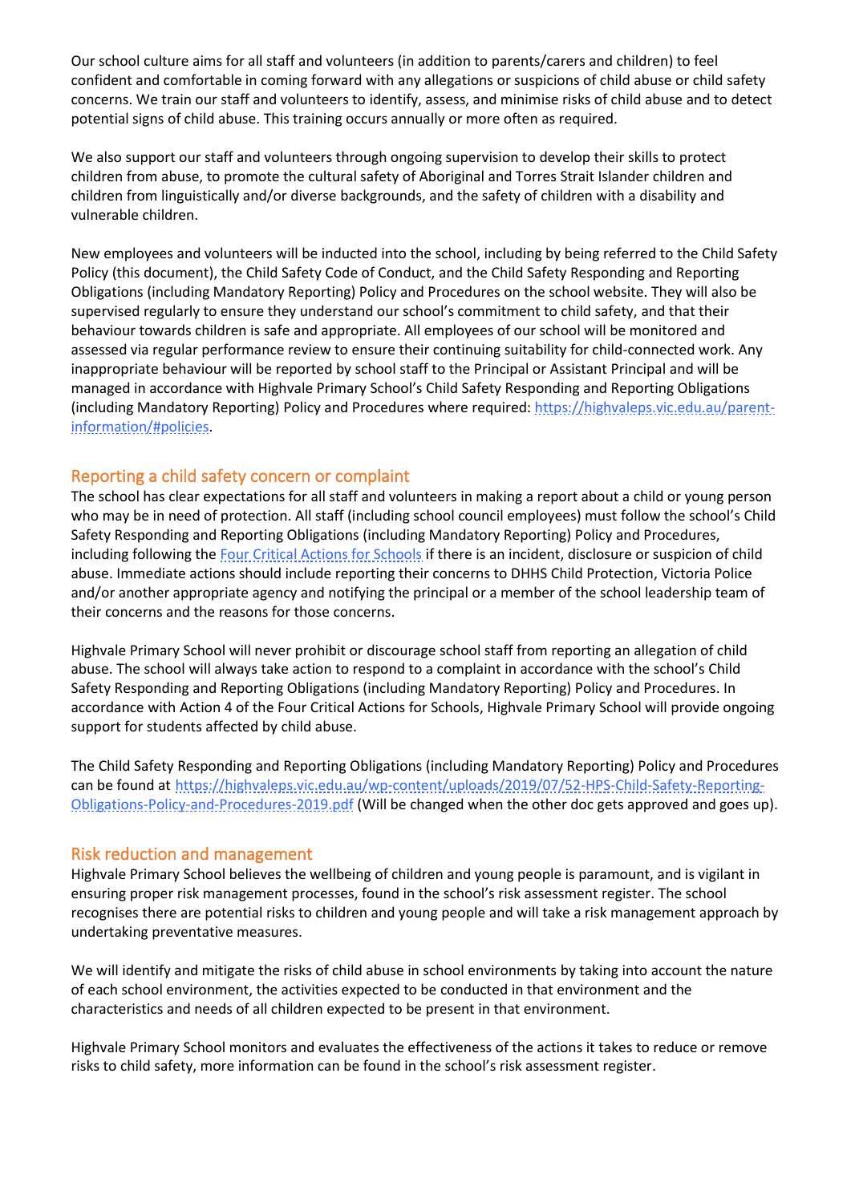Our school culture aims for all staff and volunteers (in addition to parents/carers and children) to feel confident and comfortable in coming forward with any allegations or suspicions of child abuse or child safety concerns. We train our staff and volunteers to identify, assess, and minimise risks of child abuse and to detect potential signs of child abuse. This training occurs annually or more often as required.

We also support our staff and volunteers through ongoing supervision to develop their skills to protect children from abuse, to promote the cultural safety of Aboriginal and Torres Strait Islander children and children from linguistically and/or diverse backgrounds, and the safety of children with a disability and vulnerable children.

New employees and volunteers will be inducted into the school, including by being referred to the Child Safety Policy (this document), the Child Safety Code of Conduct, and the Child Safety Responding and Reporting Obligations (including Mandatory Reporting) Policy and Procedures on the school website. They will also be supervised regularly to ensure they understand our school's commitment to child safety, and that their behaviour towards children is safe and appropriate. All employees of our school will be monitored and assessed via regular performance review to ensure their continuing suitability for child-connected work. Any inappropriate behaviour will be reported by school staff to the Principal or Assistant Principal and will be managed in accordance with Highvale Primary School's Child Safety Responding and Reporting Obligations (including Mandatory Reporting) Policy and Procedures where required: https://highvaleps.vic.edu.au/parent-information/#policies.

## Reporting a child safety concern or complaint

The school has clear expectations for all staff and volunteers in making a report about a child or young person who may be in need of protection. All staff (including school council employees) must follow the school's Child Safety Responding and Reporting Obligations (including Mandatory Reporting) Policy and Procedures, including following the Four Critical Actions for Schools if there is an incident, disclosure or suspicion of child abuse. Immediate actions should include reporting their concerns to DHHS Child Protection, Victoria Police and/or another appropriate agency and notifying the principal or a member of the school leadership team of their concerns and the reasons for those concerns.

Highvale Primary School will never prohibit or discourage school staff from reporting an allegation of child abuse. The school will always take action to respond to a complaint in accordance with the school's Child Safety Responding and Reporting Obligations (including Mandatory Reporting) Policy and Procedures. In accordance with Action 4 of the Four Critical Actions for Schools, Highvale Primary School will provide ongoing support for students affected by child abuse.

The Child Safety Responding and Reporting Obligations (including Mandatory Reporting) Policy and Procedures can be found at https://highvaleps.vic.edu.au/wp-content/uploads/2019/07/52-HPS-Child-Safety-Reporting-Obligations-Policy-and-Procedures-2019.pdf (Will be changed when the other doc gets approved and goes up).

## Risk reduction and management

Highvale Primary School believes the wellbeing of children and young people is paramount, and is vigilant in ensuring proper risk management processes, found in the school's risk assessment register. The school recognises there are potential risks to children and young people and will take a risk management approach by undertaking preventative measures.

We will identify and mitigate the risks of child abuse in school environments by taking into account the nature of each school environment, the activities expected to be conducted in that environment and the characteristics and needs of all children expected to be present in that environment.

Highvale Primary School monitors and evaluates the effectiveness of the actions it takes to reduce or remove risks to child safety, more information can be found in the school's risk assessment register.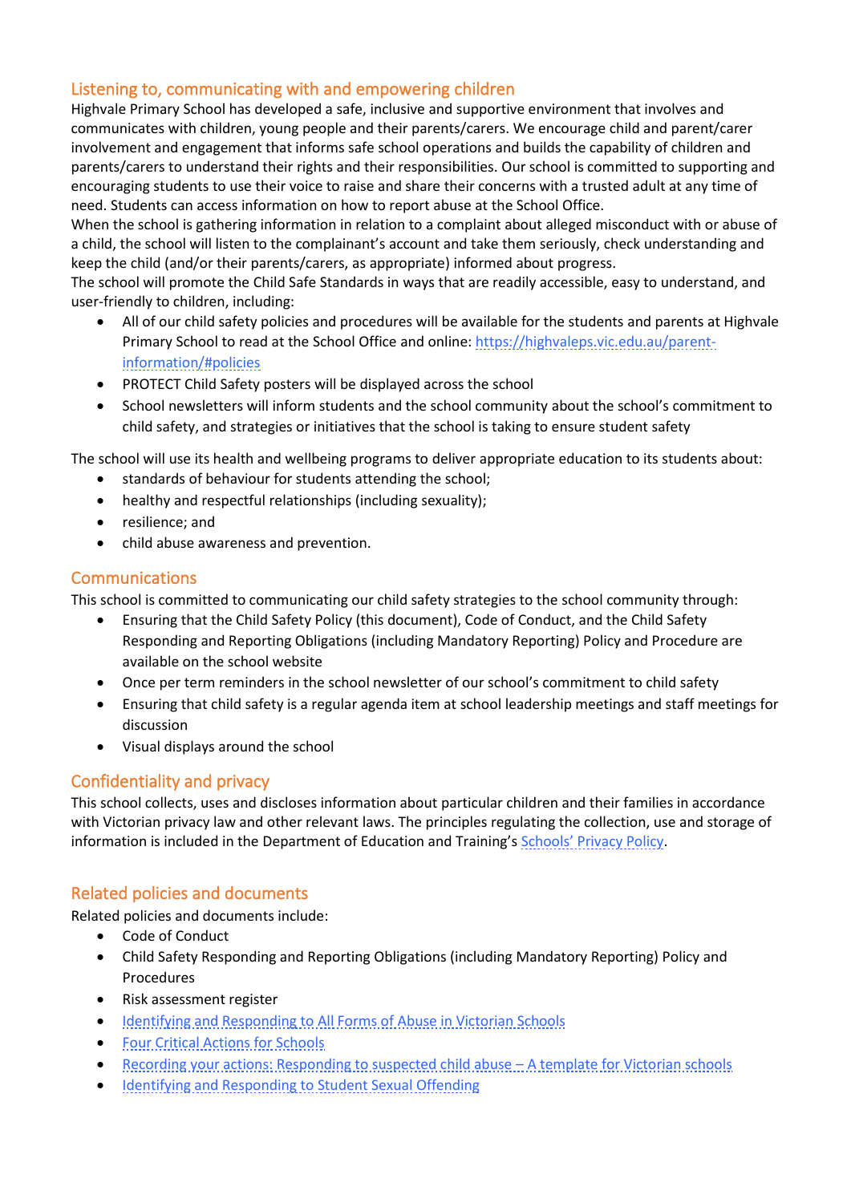## Listening to, communicating with and empowering children

Highvale Primary School has developed a safe, inclusive and supportive environment that involves and communicates with children, young people and their parents/carers. We encourage child and parent/carer involvement and engagement that informs safe school operations and builds the capability of children and parents/carers to understand their rights and their responsibilities. Our school is committed to supporting and encouraging students to use their voice to raise and share their concerns with a trusted adult at any time of need. Students can access information on how to report abuse at the School Office.

When the school is gathering information in relation to a complaint about alleged misconduct with or abuse of a child, the school will listen to the complainant's account and take them seriously, check understanding and keep the child (and/or their parents/carers, as appropriate) informed about progress.

The school will promote the Child Safe Standards in ways that are readily accessible, easy to understand, and user-friendly to children, including:

- All of our child safety policies and procedures will be available for the students and parents at Highvale Primary School to read at the School Office and online: [https://highvaleps.vic.edu.au/parent-information/#policies](https://highvaleps.vic.edu.au/parent-information/#policies)
- PROTECT Child Safety posters will be displayed across the school
- School newsletters will inform students and the school community about the school's commitment to child safety, and strategies or initiatives that the school is taking to ensure student safety

The school will use its health and wellbeing programs to deliver appropriate education to its students about:

- standards of behaviour for students attending the school;
- healthy and respectful relationships (including sexuality);
- resilience; and
- child abuse awareness and prevention.

## Communications

This school is committed to communicating our child safety strategies to the school community through:

- Ensuring that the Child Safety Policy (this document), Code of Conduct, and the Child Safety Responding and Reporting Obligations (including Mandatory Reporting) Policy and Procedure are available on the school website
- Once per term reminders in the school newsletter of our school's commitment to child safety
- Ensuring that child safety is a regular agenda item at school leadership meetings and staff meetings for discussion
- Visual displays around the school

## Confidentiality and privacy

This school collects, uses and discloses information about particular children and their families in accordance with Victorian privacy law and other relevant laws. The principles regulating the collection, use and storage of information is included in the Department of Education and Training's [Schools' Privacy Policy](#).

## Related policies and documents

Related policies and documents include:

- Code of Conduct
- Child Safety Responding and Reporting Obligations (including Mandatory Reporting) Policy and Procedures
- Risk assessment register
- [Identifying and Responding to All Forms of Abuse in Victorian Schools](#)
- [Four Critical Actions for Schools](#)
- [Recording your actions: Responding to suspected child abuse – A template for Victorian schools](#)
- [Identifying and Responding to Student Sexual Offending](#)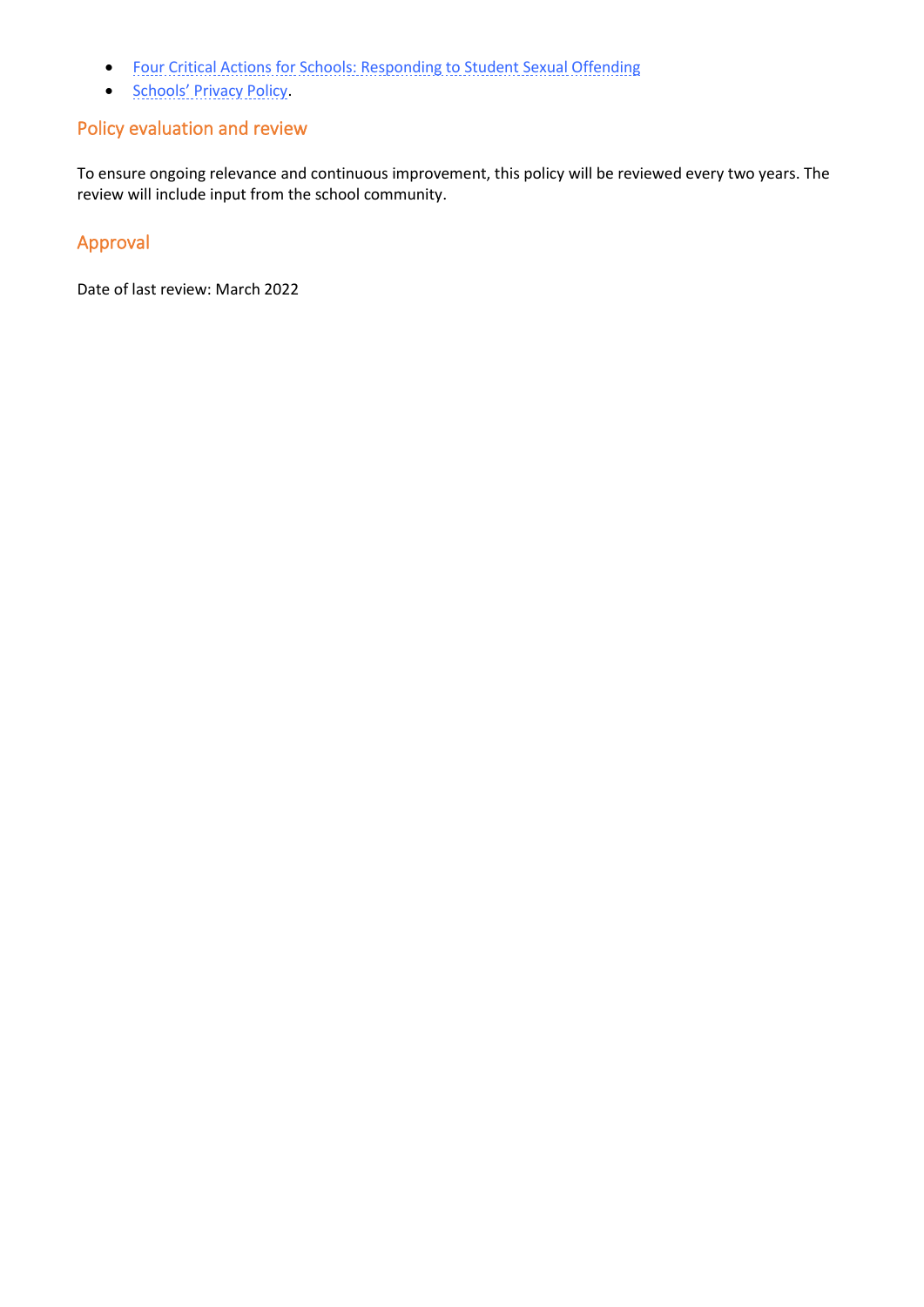- [Four Critical Actions for Schools: Responding to Student Sexual Offending]()
- [Schools' Privacy Policy]().

## Policy evaluation and review

To ensure ongoing relevance and continuous improvement, this policy will be reviewed every two years. The review will include input from the school community.

## Approval

Date of last review: March 2022